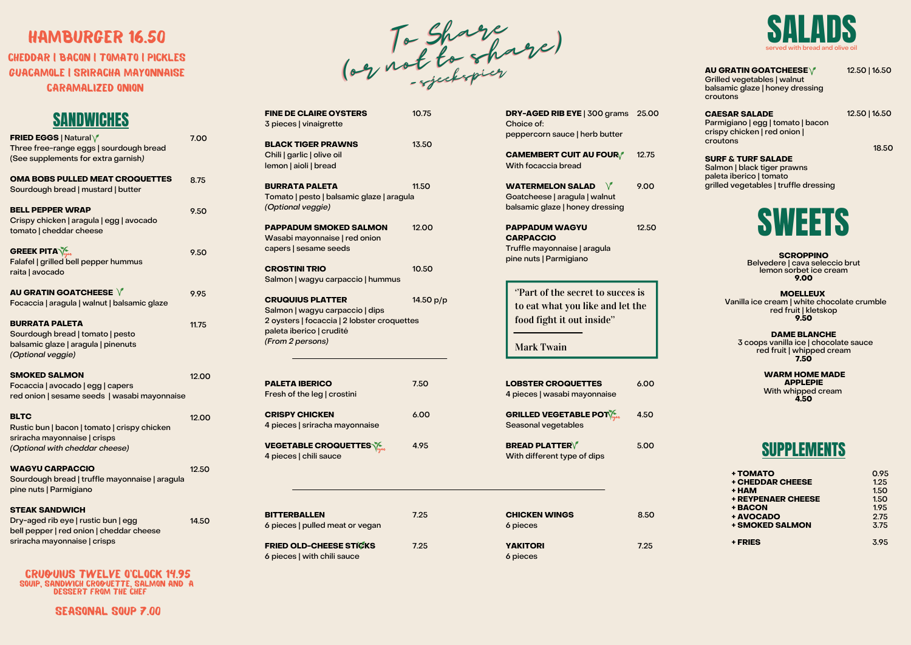# HAMBURGER 16.50

CHEDDAR | BACON | TOMATO | PICKLES
GUACAMOLE | SRIRACHA MAYONNAISE
CARAMALIZED ONION

## SANDWICHES

**FRIED EGGS** | Natural — 7.00
Three free-range eggs | sourdough bread
(See supplements for extra garnish)

**OMA BOBS PULLED MEAT CROQUETTES** — 8.75
Sourdough bread | mustard | butter

**BELL PEPPER WRAP** — 9.50
Crispy chicken | aragula | egg | avocado
tomato | cheddar cheese

**GREEK PITA** — 9.50
Falafel | grilled bell pepper hummus
raita | avocado

**AU GRATIN GOATCHEESE** — 9.95
Focaccia | aragula | walnut | balsamic glaze

**BURRATA PALETA** — 11.75
Sourdough bread | tomato | pesto
balsamic glaze | aragula | pinenuts
*(Optional veggie)*

**SMOKED SALMON** — 12.00
Focaccia | avocado | egg | capers
red onion | sesame seeds | wasabi mayonnaise

**BLTC** — 12.00
Rustic bun | bacon | tomato | crispy chicken
sriracha mayonnaise | crisps
*(Optional with cheddar cheese)*

**WAGYU CARPACCIO** — 12.50
Sourdough bread | truffle mayonnaise | aragula
pine nuts | Parmigiano

**STEAK SANDWICH** — 14.50
Dry-aged rib eye | rustic bun | egg
bell pepper | red onion | cheddar cheese
sriracha mayonnaise | crisps

**CRUQUIUS TWELVE O'CLOCK 14.95**
SOUP, SANDWICH CROQUETTE, SALMON AND A DESSERT FROM THE CHEF

**SEASONAL SOUP 7.00**

## To Share (or not to share)

*- sjeckspier*

**FINE DE CLAIRE OYSTERS** — 10.75
3 pieces | vinaigrette

**BLACK TIGER PRAWNS** — 13.50
Chili | garlic | olive oil
lemon | aioli | bread

**BURRATA PALETA** — 11.50
Tomato | pesto | balsamic glaze | aragula
*(Optional veggie)*

**PAPPADUM SMOKED SALMON** — 12.00
Wasabi mayonnaise | red onion
capers | sesame seeds

**CROSTINI TRIO** — 10.50
Salmon | wagyu carpaccio | hummus

**CRUQUIUS PLATTER** — 14.50 p/p
Salmon | wagyu carpaccio | dips
2 oysters | focaccia | 2 lobster croquettes
paleta iberico | crudité
*(From 2 persons)*

**DRY-AGED RIB EYE** | 300 grams — 25.00
Choice of:
peppercorn sauce | herb butter

**CAMEMBERT CUIT AU FOUR** — 12.75
With focaccia bread

**WATERMELON SALAD** — 9.00
Goatcheese | aragula | walnut
balsamic glaze | honey dressing

**PAPPADUM WAGYU CARPACCIO** — 12.50
Truffle mayonnaise | aragula
pine nuts | Parmigiano

> "Part of the secret to succes is to eat what you like and let the food fight it out inside"
>
> Mark Twain

---

**PALETA IBERICO** — 7.50
Fresh of the leg | crostini

**CRISPY CHICKEN** — 6.00
4 pieces | sriracha mayonnaise

**VEGETABLE CROQUETTES** — 4.95
4 pieces | chili sauce

**LOBSTER CROQUETTES** — 6.00
4 pieces | wasabi mayonnaise

**GRILLED VEGETABLE POT** — 4.50
Seasonal vegetables

**BREAD PLATTER** — 5.00
With different type of dips

---

**BITTERBALLEN** — 7.25
6 pieces | pulled meat or vegan

**FRIED OLD-CHEESE STICKS** — 7.25
6 pieces | with chili sauce

**CHICKEN WINGS** — 8.50
6 pieces

**YAKITORI** — 7.25
6 pieces

## SALADS

served with bread and olive oil

**AU GRATIN GOATCHEESE** — 12.50 | 16.50
Grilled vegetables | walnut
balsamic glaze | honey dressing
croutons

**CAESAR SALADE** — 12.50 | 16.50
Parmigiano | egg | tomato | bacon
crispy chicken | red onion |
croutons

**SURF & TURF SALADE** — 18.50
Salmon | black tiger prawns
paleta iberico | tomato
grilled vegetables | truffle dressing

## SWEETS

**SCROPPINO**
Belvedere | cava seleccio brut
lemon sorbet ice cream
**9.00**

**MOELLEUX**
Vanilla ice cream | white chocolate crumble
red fruit | kletskop
**9.50**

**DAME BLANCHE**
3 coops vanilla ice | chocolate sauce
red fruit | whipped cream
**7.50**

**WARM HOME MADE APPLEPIE**
With whipped cream
**4.50**

## SUPPLEMENTS

| | |
|---|---|
| **+ TOMATO** | 0.95 |
| **+ CHEDDAR CHEESE** | 1.25 |
| **+ HAM** | 1.50 |
| **+ REYPENAER CHEESE** | 1.50 |
| **+ BACON** | 1.95 |
| **+ AVOCADO** | 2.75 |
| **+ SMOKED SALMON** | 3.75 |
| **+ FRIES** | 3.95 |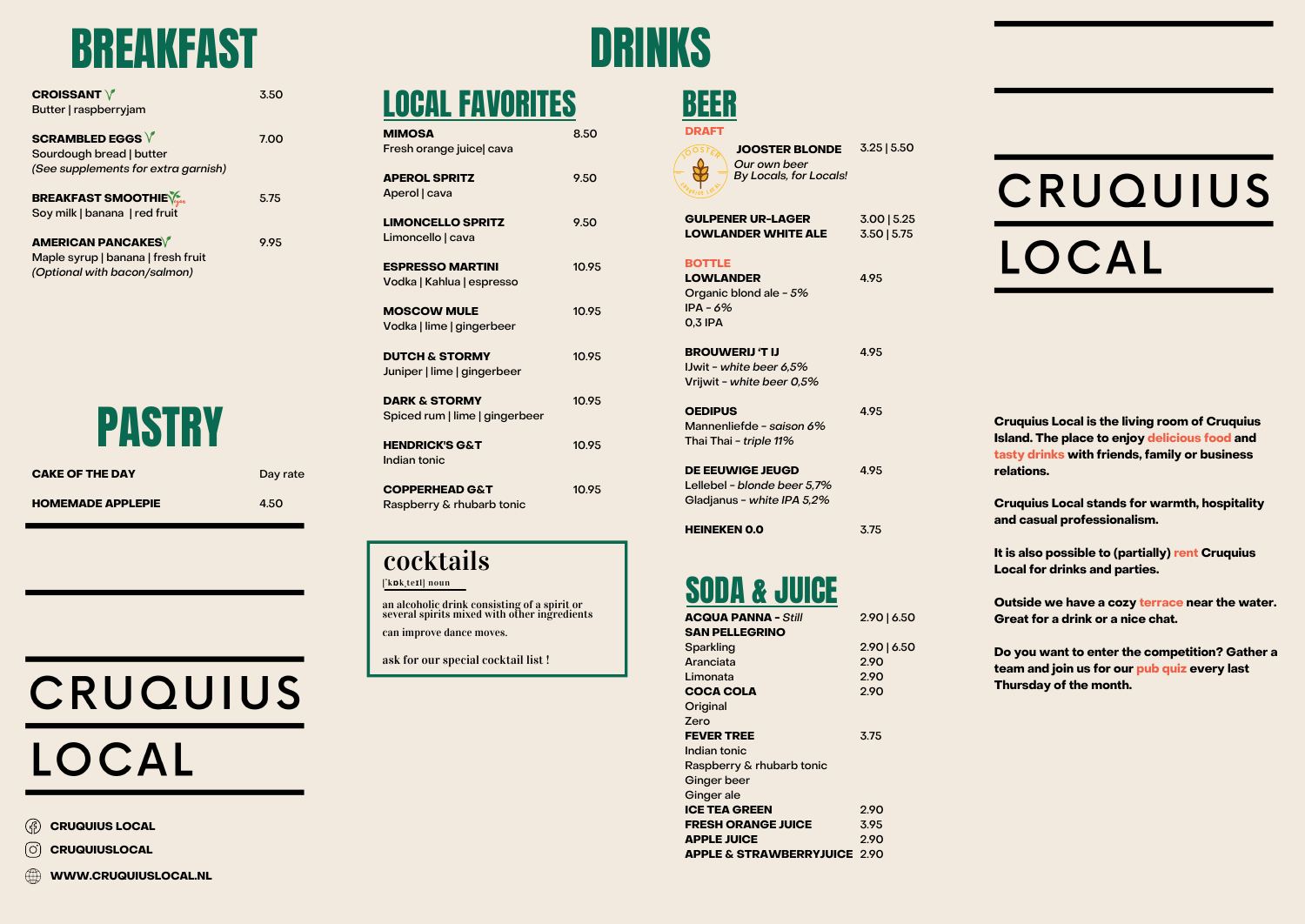# BREAKFAST

**CROISSANT** 3.50
Butter | raspberryjam

**SCRAMBLED EGGS** 7.00
Sourdough bread | butter
*(See supplements for extra garnish)*

**BREAKFAST SMOOTHIE** 5.75
Soy milk | banana | red fruit

**AMERICAN PANCAKES** 9.95
Maple syrup | banana | fresh fruit
*(Optional with bacon/salmon)*

# PASTRY

**CAKE OF THE DAY** Day rate

**HOMEMADE APPLEPIE** 4.50

CRUQUIUS LOCAL

CRUQUIUS LOCAL
CRUQUIUSLOCAL
WWW.CRUQUIUSLOCAL.NL

# DRINKS

## LOCAL FAVORITES

**MIMOSA** 8.50
Fresh orange juice| cava

**APEROL SPRITZ** 9.50
Aperol | cava

**LIMONCELLO SPRITZ** 9.50
Limoncello | cava

**ESPRESSO MARTINI** 10.95
Vodka | Kahlua | espresso

**MOSCOW MULE** 10.95
Vodka | lime | gingerbeer

**DUTCH & STORMY** 10.95
Juniper | lime | gingerbeer

**DARK & STORMY** 10.95
Spiced rum | lime | gingerbeer

**HENDRICK'S G&T** 10.95
Indian tonic

**COPPERHEAD G&T** 10.95
Raspberry & rhubarb tonic

cocktails
['kɒk,teɪl] noun

an alcoholic drink consisting of a spirit or several spirits mixed with other ingredients

can improve dance moves.

ask for our special cocktail list !

## BEER

### DRAFT

**JOOSTER BLONDE** 3.25 | 5.50
*Our own beer*
*By Locals, for Locals!*

**GULPENER UR-LAGER** 3.00 | 5.25
**LOWLANDER WHITE ALE** 3.50 | 5.75

### BOTTLE

**LOWLANDER** 4.95
Organic blond ale - *5%*
IPA - *6%*
0,3 IPA

**BROUWERIJ 'T IJ** 4.95
IJwit - *white beer 6,5%*
Vrijwit - *white beer 0,5%*

**OEDIPUS** 4.95
Mannenliefde - *saison 6%*
Thai Thai - *triple 11%*

**DE EEUWIGE JEUGD** 4.95
Lellebel - *blonde beer 5,7%*
Gladjanus - *white IPA 5,2%*

**HEINEKEN 0.0** 3.75

## SODA & JUICE

**ACQUA PANNA** - *Still* 2.90 | 6.50
**SAN PELLEGRINO**
Sparkling 2.90 | 6.50
Aranciata 2.90
Limonata 2.90
**COCA COLA** 2.90
Original
Zero
**FEVER TREE** 3.75
Indian tonic
Raspberry & rhubarb tonic
Ginger beer
Ginger ale
**ICE TEA GREEN** 2.90
**FRESH ORANGE JUICE** 3.95
**APPLE JUICE** 2.90
**APPLE & STRAWBERRYJUICE** 2.90

CRUQUIUS LOCAL

**Cruquius Local is the living room of Cruquius Island. The place to enjoy delicious food and tasty drinks with friends, family or business relations.**

**Cruquius Local stands for warmth, hospitality and casual professionalism.**

**It is also possible to (partially) rent Cruquius Local for drinks and parties.**

**Outside we have a cozy terrace near the water. Great for a drink or a nice chat.**

**Do you want to enter the competition? Gather a team and join us for our pub quiz every last Thursday of the month.**